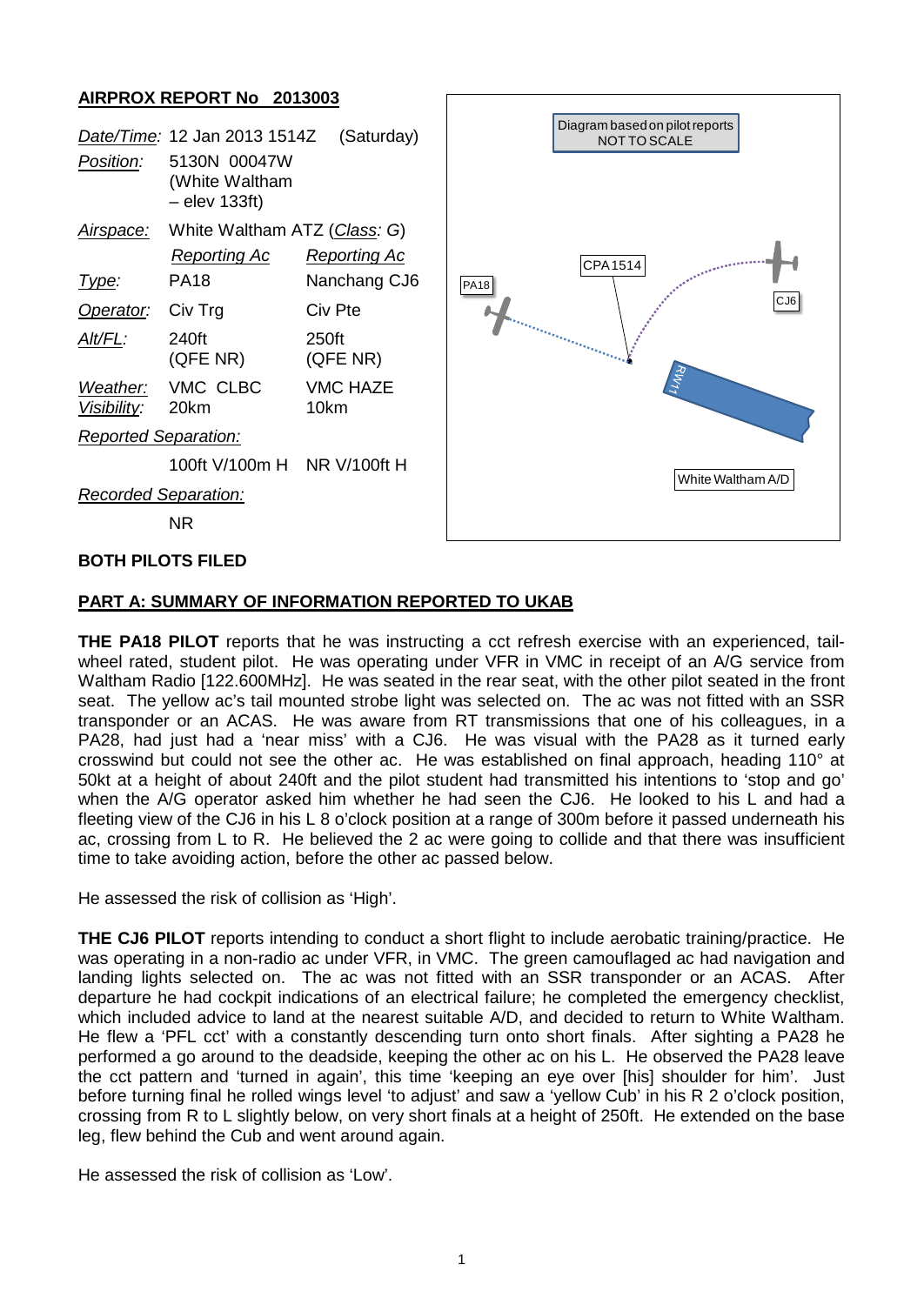## AIRPROX REPORT No 2013003

| | | |
|---|---|---|
| *Date/Time:* | 12 Jan 2013 1514Z (Saturday) | |
| *Position:* | 5130N 00047W (White Waltham – elev 133ft) | |
| *Airspace:* | White Waltham ATZ (*Class: G*) | |
| | *Reporting Ac* | *Reporting Ac* |
| *Type:* | PA18 | Nanchang CJ6 |
| *Operator:* | Civ Trg | Civ Pte |
| *Alt/FL:* | 240ft (QFE NR) | 250ft (QFE NR) |
| *Weather:* | VMC CLBC | VMC HAZE |
| *Visibility:* | 20km | 10km |
| *Reported Separation:* | | |
| | 100ft V/100m H | NR V/100ft H |
| *Recorded Separation:* | | |
| | NR | |

Diagram based on pilot reports NOT TO SCALE

PA18 CPA1514 CJ6 RW11 White Waltham A/D

**BOTH PILOTS FILED**

**PART A: SUMMARY OF INFORMATION REPORTED TO UKAB**

**THE PA18 PILOT** reports that he was instructing a cct refresh exercise with an experienced, tail-wheel rated, student pilot. He was operating under VFR in VMC in receipt of an A/G service from Waltham Radio [122.600MHz]. He was seated in the rear seat, with the other pilot seated in the front seat. The yellow ac's tail mounted strobe light was selected on. The ac was not fitted with an SSR transponder or an ACAS. He was aware from RT transmissions that one of his colleagues, in a PA28, had just had a 'near miss' with a CJ6. He was visual with the PA28 as it turned early crosswind but could not see the other ac. He was established on final approach, heading 110° at 50kt at a height of about 240ft and the pilot student had transmitted his intentions to 'stop and go' when the A/G operator asked him whether he had seen the CJ6. He looked to his L and had a fleeting view of the CJ6 in his L 8 o'clock position at a range of 300m before it passed underneath his ac, crossing from L to R. He believed the 2 ac were going to collide and that there was insufficient time to take avoiding action, before the other ac passed below.

He assessed the risk of collision as 'High'.

**THE CJ6 PILOT** reports intending to conduct a short flight to include aerobatic training/practice. He was operating in a non-radio ac under VFR, in VMC. The green camouflaged ac had navigation and landing lights selected on. The ac was not fitted with an SSR transponder or an ACAS. After departure he had cockpit indications of an electrical failure; he completed the emergency checklist, which included advice to land at the nearest suitable A/D, and decided to return to White Waltham. He flew a 'PFL cct' with a constantly descending turn onto short finals. After sighting a PA28 he performed a go around to the deadside, keeping the other ac on his L. He observed the PA28 leave the cct pattern and 'turned in again', this time 'keeping an eye over [his] shoulder for him'. Just before turning final he rolled wings level 'to adjust' and saw a 'yellow Cub' in his R 2 o'clock position, crossing from R to L slightly below, on very short finals at a height of 250ft. He extended on the base leg, flew behind the Cub and went around again.

He assessed the risk of collision as 'Low'.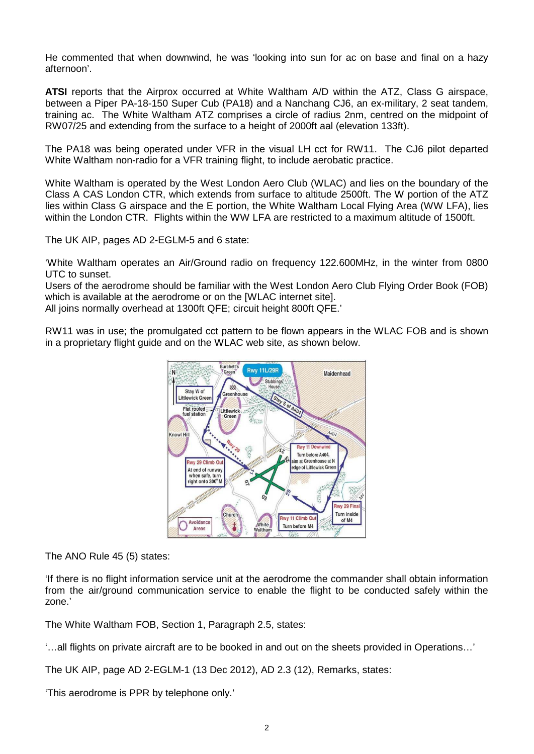He commented that when downwind, he was 'looking into sun for ac on base and final on a hazy afternoon'.

**ATSI** reports that the Airprox occurred at White Waltham A/D within the ATZ, Class G airspace, between a Piper PA-18-150 Super Cub (PA18) and a Nanchang CJ6, an ex-military, 2 seat tandem, training ac. The White Waltham ATZ comprises a circle of radius 2nm, centred on the midpoint of RW07/25 and extending from the surface to a height of 2000ft aal (elevation 133ft).

The PA18 was being operated under VFR in the visual LH cct for RW11. The CJ6 pilot departed White Waltham non-radio for a VFR training flight, to include aerobatic practice.

White Waltham is operated by the West London Aero Club (WLAC) and lies on the boundary of the Class A CAS London CTR, which extends from surface to altitude 2500ft. The W portion of the ATZ lies within Class G airspace and the E portion, the White Waltham Local Flying Area (WW LFA), lies within the London CTR. Flights within the WW LFA are restricted to a maximum altitude of 1500ft.

The UK AIP, pages AD 2-EGLM-5 and 6 state:

'White Waltham operates an Air/Ground radio on frequency 122.600MHz, in the winter from 0800 UTC to sunset.
Users of the aerodrome should be familiar with the West London Aero Club Flying Order Book (FOB) which is available at the aerodrome or on the [WLAC internet site].
All joins normally overhead at 1300ft QFE; circuit height 800ft QFE.'

RW11 was in use; the promulgated cct pattern to be flown appears in the WLAC FOB and is shown in a proprietary flight guide and on the WLAC web site, as shown below.

The ANO Rule 45 (5) states:

'If there is no flight information service unit at the aerodrome the commander shall obtain information from the air/ground communication service to enable the flight to be conducted safely within the zone.'

The White Waltham FOB, Section 1, Paragraph 2.5, states:

'…all flights on private aircraft are to be booked in and out on the sheets provided in Operations…'

The UK AIP, page AD 2-EGLM-1 (13 Dec 2012), AD 2.3 (12), Remarks, states:

'This aerodrome is PPR by telephone only.'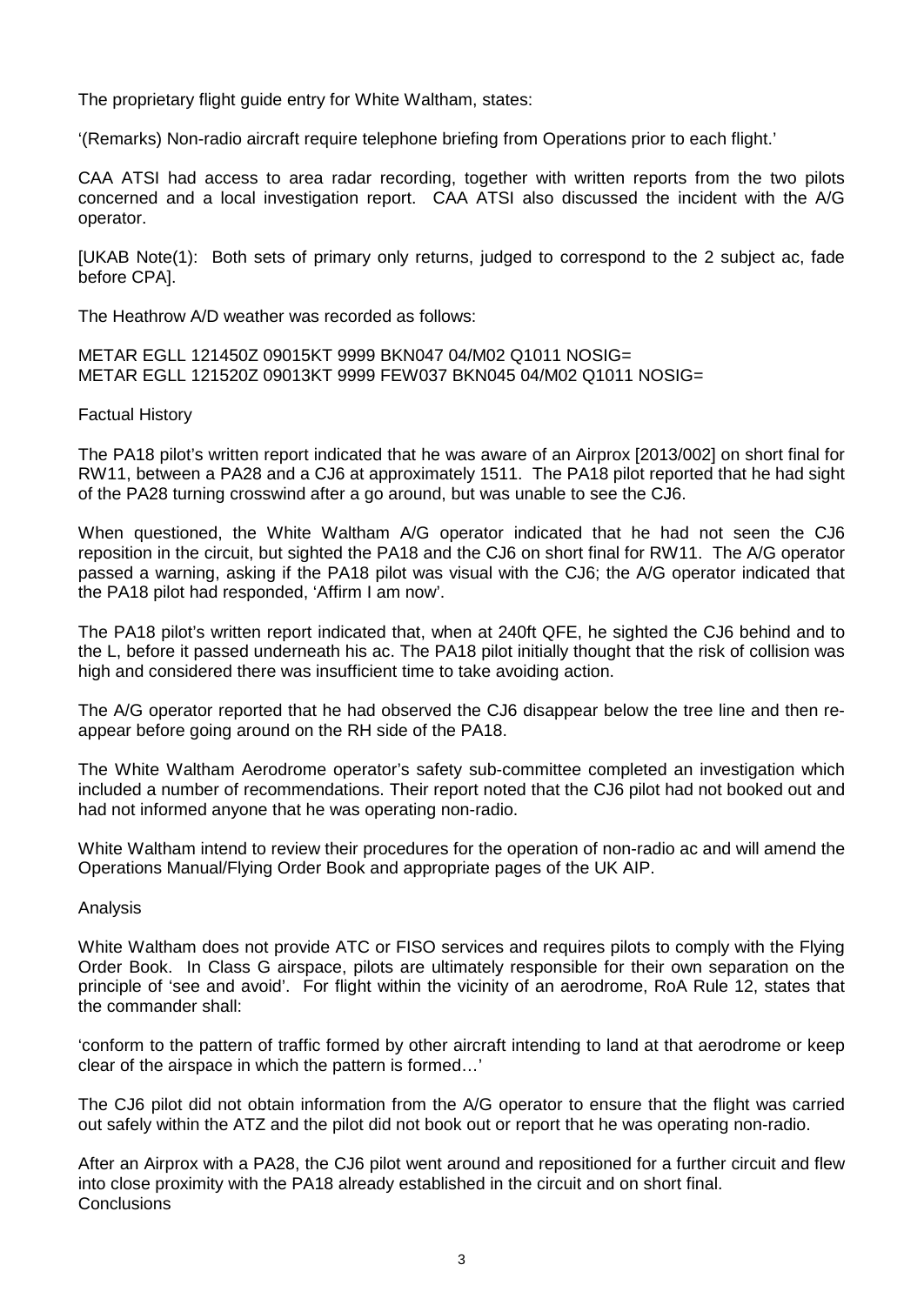The proprietary flight guide entry for White Waltham, states:

'(Remarks) Non-radio aircraft require telephone briefing from Operations prior to each flight.'

CAA ATSI had access to area radar recording, together with written reports from the two pilots concerned and a local investigation report. CAA ATSI also discussed the incident with the A/G operator.

[UKAB Note(1): Both sets of primary only returns, judged to correspond to the 2 subject ac, fade before CPA].

The Heathrow A/D weather was recorded as follows:

METAR EGLL 121450Z 09015KT 9999 BKN047 04/M02 Q1011 NOSIG=
METAR EGLL 121520Z 09013KT 9999 FEW037 BKN045 04/M02 Q1011 NOSIG=

Factual History

The PA18 pilot's written report indicated that he was aware of an Airprox [2013/002] on short final for RW11, between a PA28 and a CJ6 at approximately 1511. The PA18 pilot reported that he had sight of the PA28 turning crosswind after a go around, but was unable to see the CJ6.

When questioned, the White Waltham A/G operator indicated that he had not seen the CJ6 reposition in the circuit, but sighted the PA18 and the CJ6 on short final for RW11. The A/G operator passed a warning, asking if the PA18 pilot was visual with the CJ6; the A/G operator indicated that the PA18 pilot had responded, 'Affirm I am now'.

The PA18 pilot's written report indicated that, when at 240ft QFE, he sighted the CJ6 behind and to the L, before it passed underneath his ac. The PA18 pilot initially thought that the risk of collision was high and considered there was insufficient time to take avoiding action.

The A/G operator reported that he had observed the CJ6 disappear below the tree line and then re-appear before going around on the RH side of the PA18.

The White Waltham Aerodrome operator's safety sub-committee completed an investigation which included a number of recommendations. Their report noted that the CJ6 pilot had not booked out and had not informed anyone that he was operating non-radio.

White Waltham intend to review their procedures for the operation of non-radio ac and will amend the Operations Manual/Flying Order Book and appropriate pages of the UK AIP.

Analysis

White Waltham does not provide ATC or FISO services and requires pilots to comply with the Flying Order Book. In Class G airspace, pilots are ultimately responsible for their own separation on the principle of 'see and avoid'. For flight within the vicinity of an aerodrome, RoA Rule 12, states that the commander shall:

'conform to the pattern of traffic formed by other aircraft intending to land at that aerodrome or keep clear of the airspace in which the pattern is formed…'

The CJ6 pilot did not obtain information from the A/G operator to ensure that the flight was carried out safely within the ATZ and the pilot did not book out or report that he was operating non-radio.

After an Airprox with a PA28, the CJ6 pilot went around and repositioned for a further circuit and flew into close proximity with the PA18 already established in the circuit and on short final.

Conclusions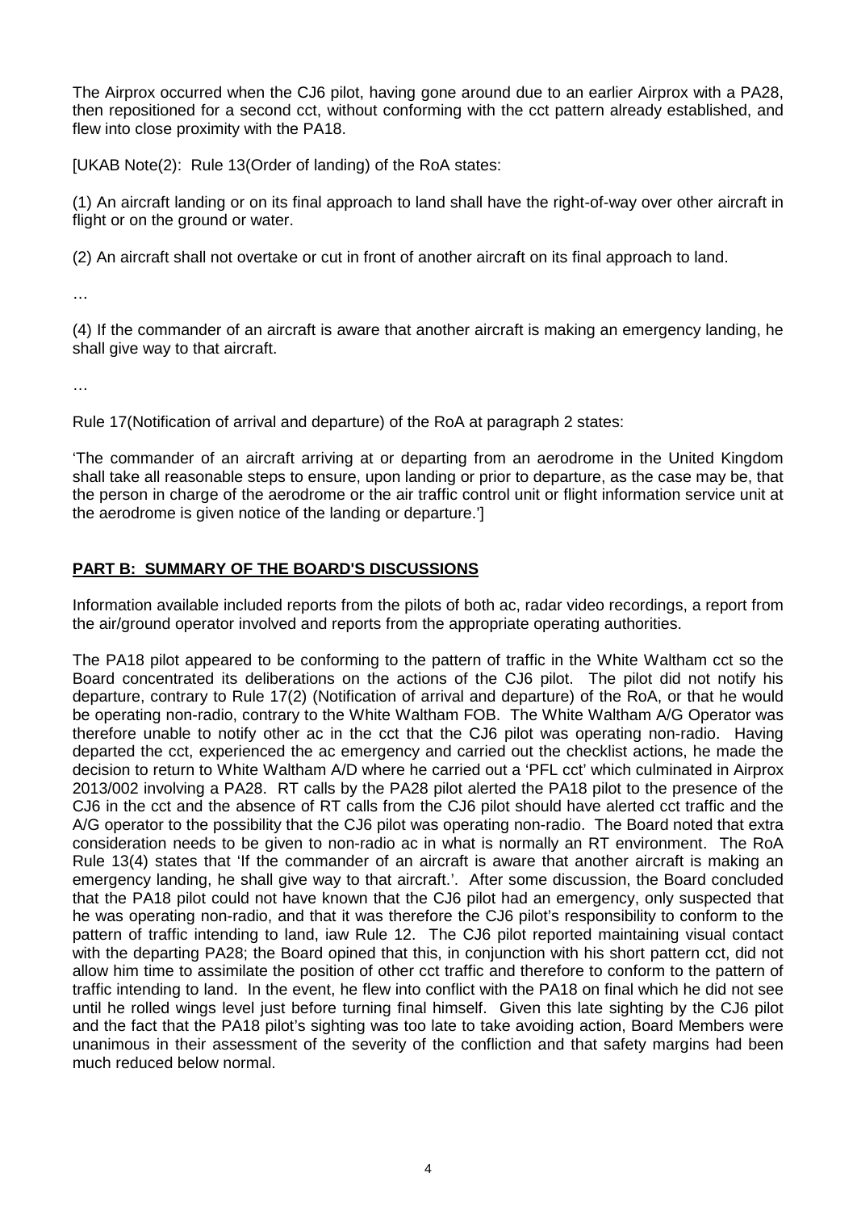The Airprox occurred when the CJ6 pilot, having gone around due to an earlier Airprox with a PA28, then repositioned for a second cct, without conforming with the cct pattern already established, and flew into close proximity with the PA18.

[UKAB Note(2): Rule 13(Order of landing) of the RoA states:

(1) An aircraft landing or on its final approach to land shall have the right-of-way over other aircraft in flight or on the ground or water.

(2) An aircraft shall not overtake or cut in front of another aircraft on its final approach to land.

…

(4) If the commander of an aircraft is aware that another aircraft is making an emergency landing, he shall give way to that aircraft.

…

Rule 17(Notification of arrival and departure) of the RoA at paragraph 2 states:

'The commander of an aircraft arriving at or departing from an aerodrome in the United Kingdom shall take all reasonable steps to ensure, upon landing or prior to departure, as the case may be, that the person in charge of the aerodrome or the air traffic control unit or flight information service unit at the aerodrome is given notice of the landing or departure.']

## PART B: SUMMARY OF THE BOARD'S DISCUSSIONS

Information available included reports from the pilots of both ac, radar video recordings, a report from the air/ground operator involved and reports from the appropriate operating authorities.

The PA18 pilot appeared to be conforming to the pattern of traffic in the White Waltham cct so the Board concentrated its deliberations on the actions of the CJ6 pilot. The pilot did not notify his departure, contrary to Rule 17(2) (Notification of arrival and departure) of the RoA, or that he would be operating non-radio, contrary to the White Waltham FOB. The White Waltham A/G Operator was therefore unable to notify other ac in the cct that the CJ6 pilot was operating non-radio. Having departed the cct, experienced the ac emergency and carried out the checklist actions, he made the decision to return to White Waltham A/D where he carried out a 'PFL cct' which culminated in Airprox 2013/002 involving a PA28. RT calls by the PA28 pilot alerted the PA18 pilot to the presence of the CJ6 in the cct and the absence of RT calls from the CJ6 pilot should have alerted cct traffic and the A/G operator to the possibility that the CJ6 pilot was operating non-radio. The Board noted that extra consideration needs to be given to non-radio ac in what is normally an RT environment. The RoA Rule 13(4) states that 'If the commander of an aircraft is aware that another aircraft is making an emergency landing, he shall give way to that aircraft.'. After some discussion, the Board concluded that the PA18 pilot could not have known that the CJ6 pilot had an emergency, only suspected that he was operating non-radio, and that it was therefore the CJ6 pilot's responsibility to conform to the pattern of traffic intending to land, iaw Rule 12. The CJ6 pilot reported maintaining visual contact with the departing PA28; the Board opined that this, in conjunction with his short pattern cct, did not allow him time to assimilate the position of other cct traffic and therefore to conform to the pattern of traffic intending to land. In the event, he flew into conflict with the PA18 on final which he did not see until he rolled wings level just before turning final himself. Given this late sighting by the CJ6 pilot and the fact that the PA18 pilot's sighting was too late to take avoiding action, Board Members were unanimous in their assessment of the severity of the confliction and that safety margins had been much reduced below normal.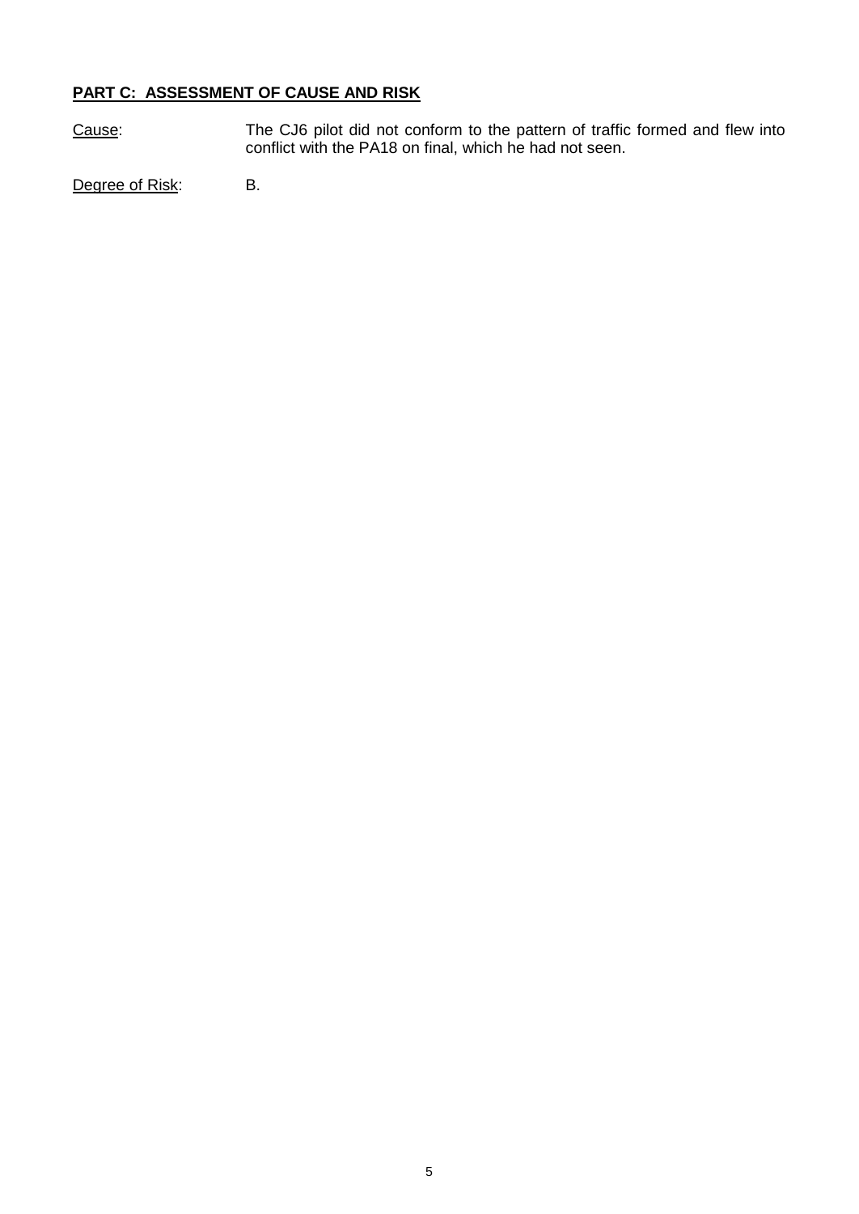## **PART C: ASSESSMENT OF CAUSE AND RISK**

Cause: The CJ6 pilot did not conform to the pattern of traffic formed and flew into conflict with the PA18 on final, which he had not seen.

Degree of Risk: B.